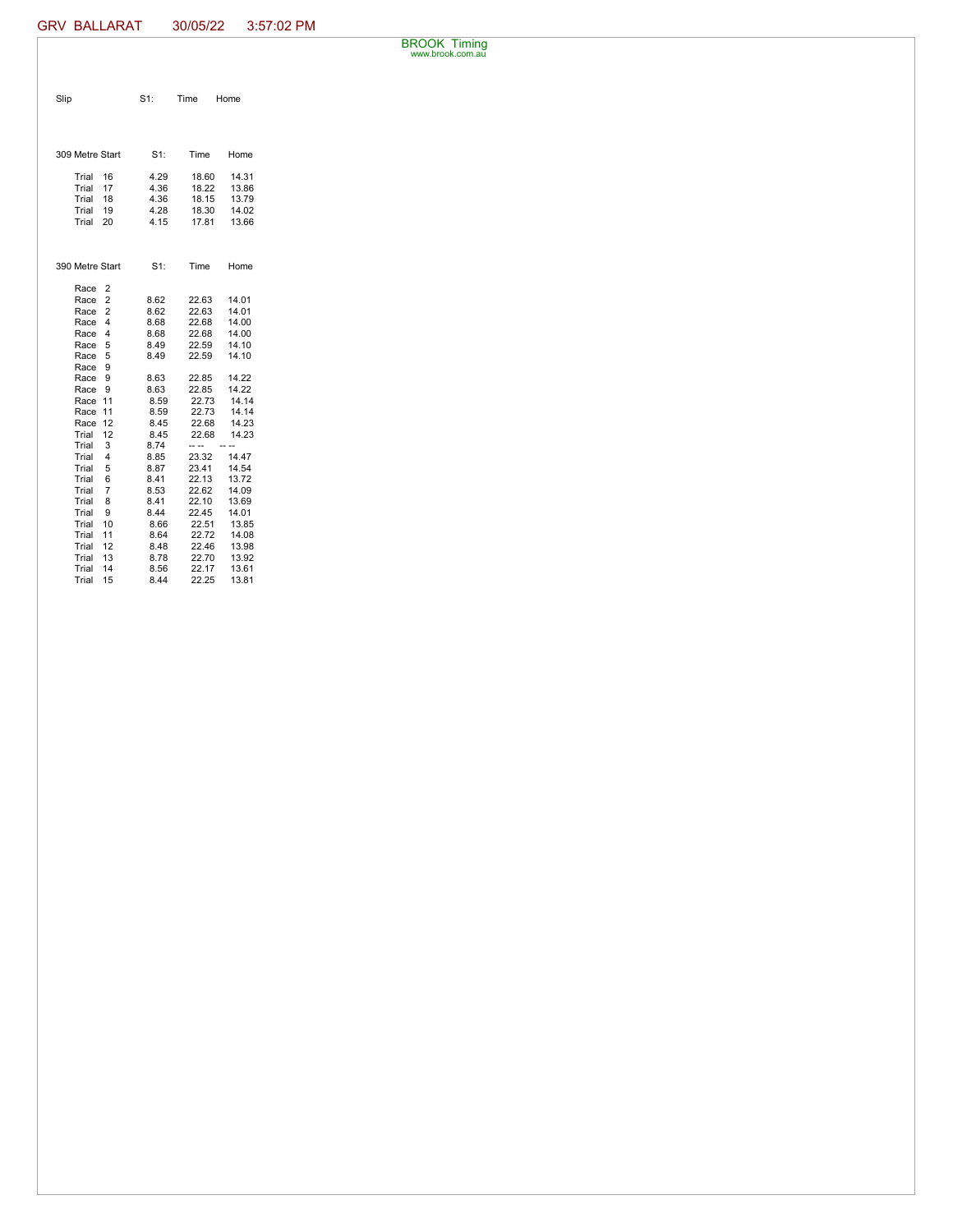GRV BALLARAT 30/05/22 3:57:02 PM

BROOK Timing
www.brook.com.au

| Slip | S1: | Time | Home |
|---|---|---|---|

| 309 Metre Start | S1: | Time | Home |
|---|---|---|---|
| Trial 16 | 4.29 | 18.60 | 14.31 |
| Trial 17 | 4.36 | 18.22 | 13.86 |
| Trial 18 | 4.36 | 18.15 | 13.79 |
| Trial 19 | 4.28 | 18.30 | 14.02 |
| Trial 20 | 4.15 | 17.81 | 13.66 |

| 390 Metre Start | S1: | Time | Home |
|---|---|---|---|
| Race 2 | | | |
| Race 2 | 8.62 | 22.63 | 14.01 |
| Race 2 | 8.62 | 22.63 | 14.01 |
| Race 4 | 8.68 | 22.68 | 14.00 |
| Race 4 | 8.68 | 22.68 | 14.00 |
| Race 5 | 8.49 | 22.59 | 14.10 |
| Race 5 | 8.49 | 22.59 | 14.10 |
| Race 9 | | | |
| Race 9 | 8.63 | 22.85 | 14.22 |
| Race 9 | 8.63 | 22.85 | 14.22 |
| Race 11 | 8.59 | 22.73 | 14.14 |
| Race 11 | 8.59 | 22.73 | 14.14 |
| Race 12 | 8.45 | 22.68 | 14.23 |
| Trial 12 | 8.45 | 22.68 | 14.23 |
| Trial 3 | 8.74 | -- -- | -- -- |
| Trial 4 | 8.85 | 23.32 | 14.47 |
| Trial 5 | 8.87 | 23.41 | 14.54 |
| Trial 6 | 8.41 | 22.13 | 13.72 |
| Trial 7 | 8.53 | 22.62 | 14.09 |
| Trial 8 | 8.41 | 22.10 | 13.69 |
| Trial 9 | 8.44 | 22.45 | 14.01 |
| Trial 10 | 8.66 | 22.51 | 13.85 |
| Trial 11 | 8.64 | 22.72 | 14.08 |
| Trial 12 | 8.48 | 22.46 | 13.98 |
| Trial 13 | 8.78 | 22.70 | 13.92 |
| Trial 14 | 8.56 | 22.17 | 13.61 |
| Trial 15 | 8.44 | 22.25 | 13.81 |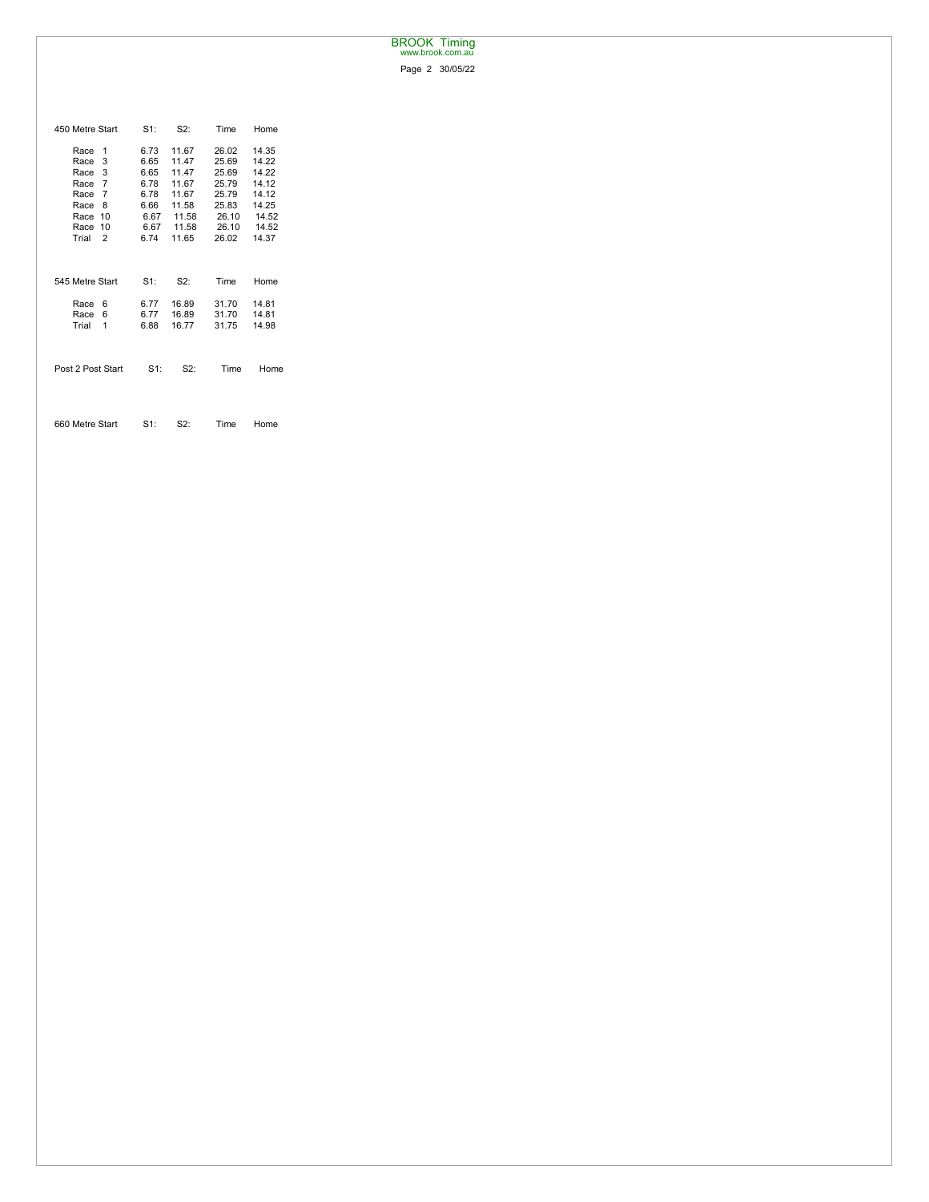| 450 Metre Start | S1: | S2: | Time | Home |
|---|---|---|---|---|
| Race 1 | 6.73 | 11.67 | 26.02 | 14.35 |
| Race 3 | 6.65 | 11.47 | 25.69 | 14.22 |
| Race 3 | 6.65 | 11.47 | 25.69 | 14.22 |
| Race 7 | 6.78 | 11.67 | 25.79 | 14.12 |
| Race 7 | 6.78 | 11.67 | 25.79 | 14.12 |
| Race 8 | 6.66 | 11.58 | 25.83 | 14.25 |
| Race 10 | 6.67 | 11.58 | 26.10 | 14.52 |
| Race 10 | 6.67 | 11.58 | 26.10 | 14.52 |
| Trial 2 | 6.74 | 11.65 | 26.02 | 14.37 |

| 545 Metre Start | S1: | S2: | Time | Home |
|---|---|---|---|---|
| Race 6 | 6.77 | 16.89 | 31.70 | 14.81 |
| Race 6 | 6.77 | 16.89 | 31.70 | 14.81 |
| Trial 1 | 6.88 | 16.77 | 31.75 | 14.98 |

| Post 2 Post Start | S1: | S2: | Time | Home |
|---|---|---|---|---|

| 660 Metre Start | S1: | S2: | Time | Home |
|---|---|---|---|---|